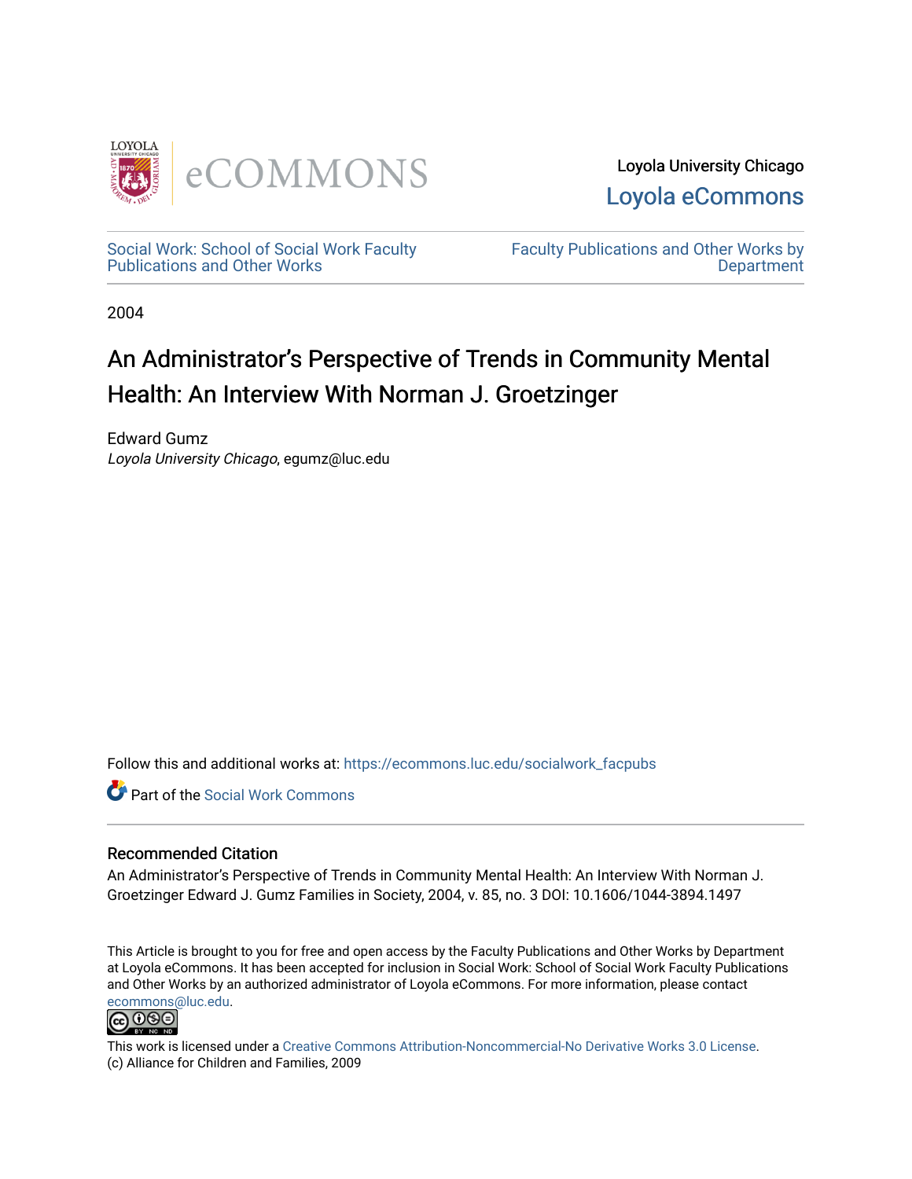Loyola University Chicago

Loyola eCommons

Social Work: School of Social Work Faculty Publications and Other Works

Faculty Publications and Other Works by Department

2004

# An Administrator's Perspective of Trends in Community Mental Health: An Interview With Norman J. Groetzinger

Edward Gumz

*Loyola University Chicago*, egumz@luc.edu

Follow this and additional works at: https://ecommons.luc.edu/socialwork_facpubs

Part of the Social Work Commons

## Recommended Citation

An Administrator's Perspective of Trends in Community Mental Health: An Interview With Norman J. Groetzinger Edward J. Gumz Families in Society, 2004, v. 85, no. 3 DOI: 10.1606/1044-3894.1497

This Article is brought to you for free and open access by the Faculty Publications and Other Works by Department at Loyola eCommons. It has been accepted for inclusion in Social Work: School of Social Work Faculty Publications and Other Works by an authorized administrator of Loyola eCommons. For more information, please contact ecommons@luc.edu.

This work is licensed under a Creative Commons Attribution-Noncommercial-No Derivative Works 3.0 License.
(c) Alliance for Children and Families, 2009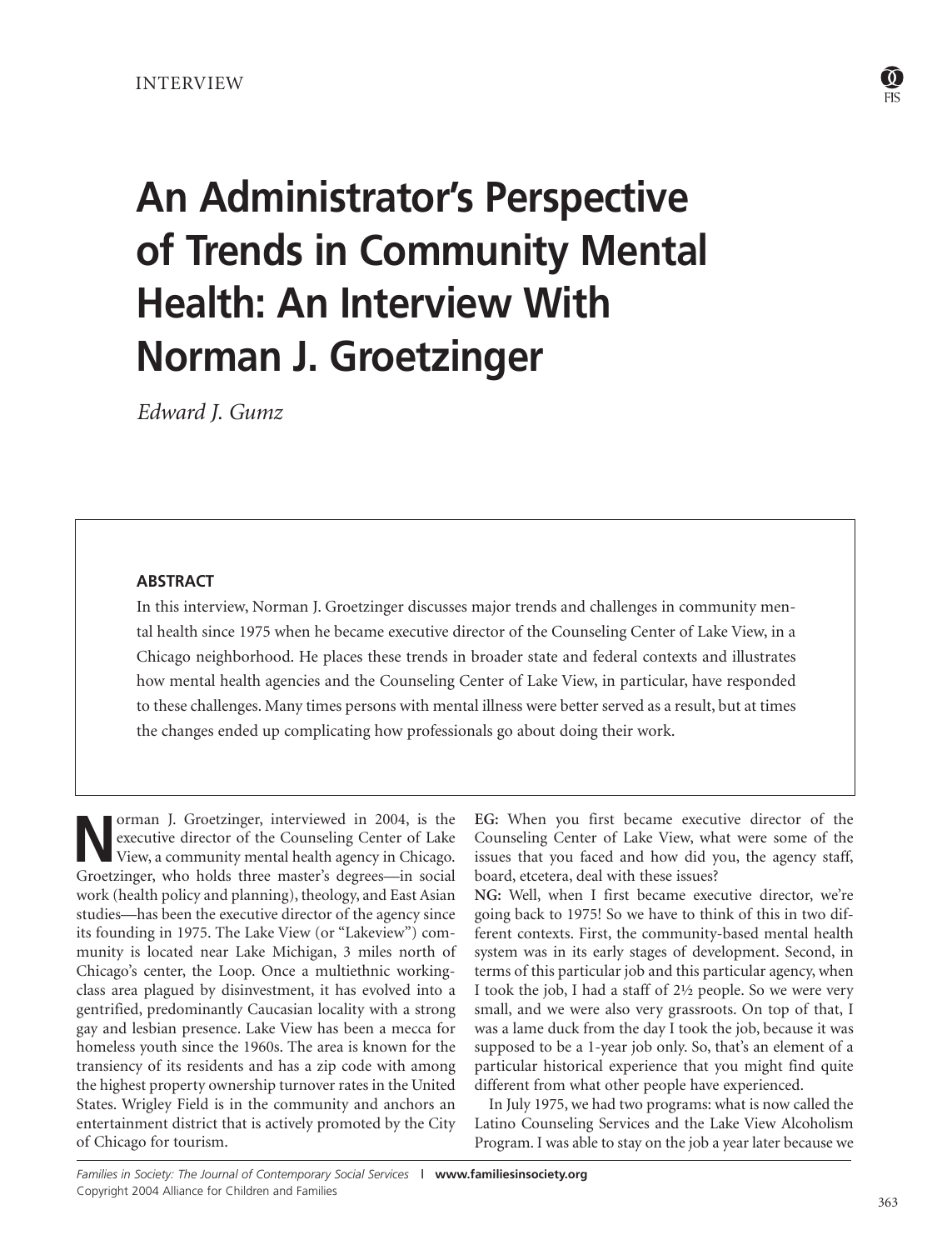INTERVIEW

# An Administrator's Perspective of Trends in Community Mental Health: An Interview With Norman J. Groetzinger

*Edward J. Gumz*

### ABSTRACT

In this interview, Norman J. Groetzinger discusses major trends and challenges in community mental health since 1975 when he became executive director of the Counseling Center of Lake View, in a Chicago neighborhood. He places these trends in broader state and federal contexts and illustrates how mental health agencies and the Counseling Center of Lake View, in particular, have responded to these challenges. Many times persons with mental illness were better served as a result, but at times the changes ended up complicating how professionals go about doing their work.

Norman J. Groetzinger, interviewed in 2004, is the executive director of the Counseling Center of Lake View, a community mental health agency in Chicago. Groetzinger, who holds three master's degrees—in social work (health policy and planning), theology, and East Asian studies—has been the executive director of the agency since its founding in 1975. The Lake View (or "Lakeview") community is located near Lake Michigan, 3 miles north of Chicago's center, the Loop. Once a multiethnic working-class area plagued by disinvestment, it has evolved into a gentrified, predominantly Caucasian locality with a strong gay and lesbian presence. Lake View has been a mecca for homeless youth since the 1960s. The area is known for the transiency of its residents and has a zip code with among the highest property ownership turnover rates in the United States. Wrigley Field is in the community and anchors an entertainment district that is actively promoted by the City of Chicago for tourism.

**EG:** When you first became executive director of the Counseling Center of Lake View, what were some of the issues that you faced and how did you, the agency staff, board, etcetera, deal with these issues?

**NG:** Well, when I first became executive director, we're going back to 1975! So we have to think of this in two different contexts. First, the community-based mental health system was in its early stages of development. Second, in terms of this particular job and this particular agency, when I took the job, I had a staff of 2½ people. So we were very small, and we were also very grassroots. On top of that, I was a lame duck from the day I took the job, because it was supposed to be a 1-year job only. So, that's an element of a particular historical experience that you might find quite different from what other people have experienced.

In July 1975, we had two programs: what is now called the Latino Counseling Services and the Lake View Alcoholism Program. I was able to stay on the job a year later because we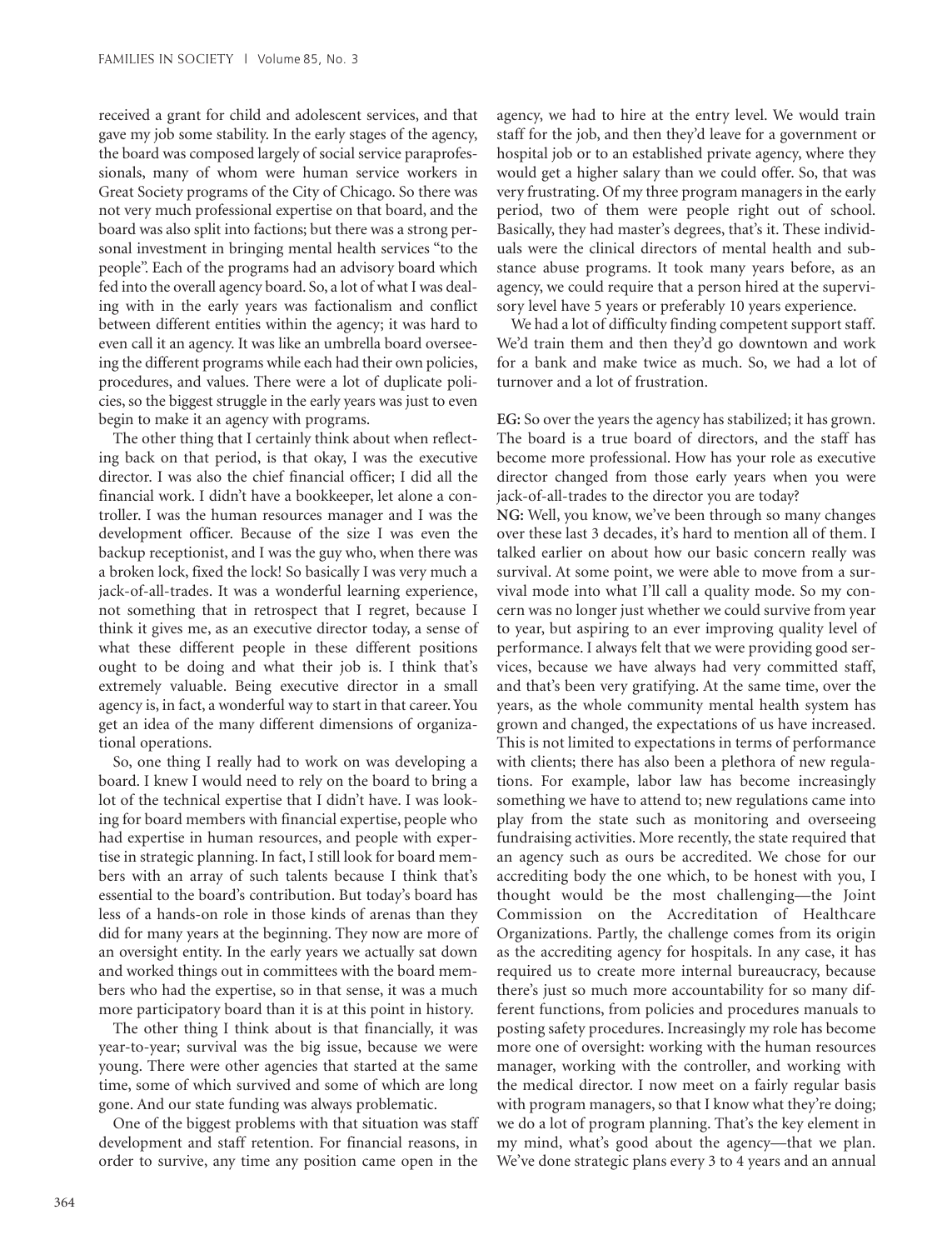received a grant for child and adolescent services, and that gave my job some stability. In the early stages of the agency, the board was composed largely of social service paraprofessionals, many of whom were human service workers in Great Society programs of the City of Chicago. So there was not very much professional expertise on that board, and the board was also split into factions; but there was a strong personal investment in bringing mental health services "to the people". Each of the programs had an advisory board which fed into the overall agency board. So, a lot of what I was dealing with in the early years was factionalism and conflict between different entities within the agency; it was hard to even call it an agency. It was like an umbrella board overseeing the different programs while each had their own policies, procedures, and values. There were a lot of duplicate policies, so the biggest struggle in the early years was just to even begin to make it an agency with programs.

The other thing that I certainly think about when reflecting back on that period, is that okay, I was the executive director. I was also the chief financial officer; I did all the financial work. I didn't have a bookkeeper, let alone a controller. I was the human resources manager and I was the development officer. Because of the size I was even the backup receptionist, and I was the guy who, when there was a broken lock, fixed the lock! So basically I was very much a jack-of-all-trades. It was a wonderful learning experience, not something that in retrospect that I regret, because I think it gives me, as an executive director today, a sense of what these different people in these different positions ought to be doing and what their job is. I think that's extremely valuable. Being executive director in a small agency is, in fact, a wonderful way to start in that career. You get an idea of the many different dimensions of organizational operations.

So, one thing I really had to work on was developing a board. I knew I would need to rely on the board to bring a lot of the technical expertise that I didn't have. I was looking for board members with financial expertise, people who had expertise in human resources, and people with expertise in strategic planning. In fact, I still look for board members with an array of such talents because I think that's essential to the board's contribution. But today's board has less of a hands-on role in those kinds of arenas than they did for many years at the beginning. They now are more of an oversight entity. In the early years we actually sat down and worked things out in committees with the board members who had the expertise, so in that sense, it was a much more participatory board than it is at this point in history.

The other thing I think about is that financially, it was year-to-year; survival was the big issue, because we were young. There were other agencies that started at the same time, some of which survived and some of which are long gone. And our state funding was always problematic.

One of the biggest problems with that situation was staff development and staff retention. For financial reasons, in order to survive, any time any position came open in the agency, we had to hire at the entry level. We would train staff for the job, and then they'd leave for a government or hospital job or to an established private agency, where they would get a higher salary than we could offer. So, that was very frustrating. Of my three program managers in the early period, two of them were people right out of school. Basically, they had master's degrees, that's it. These individuals were the clinical directors of mental health and substance abuse programs. It took many years before, as an agency, we could require that a person hired at the supervisory level have 5 years or preferably 10 years experience.

We had a lot of difficulty finding competent support staff. We'd train them and then they'd go downtown and work for a bank and make twice as much. So, we had a lot of turnover and a lot of frustration.

**EG:** So over the years the agency has stabilized; it has grown. The board is a true board of directors, and the staff has become more professional. How has your role as executive director changed from those early years when you were jack-of-all-trades to the director you are today?

**NG:** Well, you know, we've been through so many changes over these last 3 decades, it's hard to mention all of them. I talked earlier on about how our basic concern really was survival. At some point, we were able to move from a survival mode into what I'll call a quality mode. So my concern was no longer just whether we could survive from year to year, but aspiring to an ever improving quality level of performance. I always felt that we were providing good services, because we have always had very committed staff, and that's been very gratifying. At the same time, over the years, as the whole community mental health system has grown and changed, the expectations of us have increased. This is not limited to expectations in terms of performance with clients; there has also been a plethora of new regulations. For example, labor law has become increasingly something we have to attend to; new regulations came into play from the state such as monitoring and overseeing fundraising activities. More recently, the state required that an agency such as ours be accredited. We chose for our accrediting body the one which, to be honest with you, I thought would be the most challenging—the Joint Commission on the Accreditation of Healthcare Organizations. Partly, the challenge comes from its origin as the accrediting agency for hospitals. In any case, it has required us to create more internal bureaucracy, because there's just so much more accountability for so many different functions, from policies and procedures manuals to posting safety procedures. Increasingly my role has become more one of oversight: working with the human resources manager, working with the controller, and working with the medical director. I now meet on a fairly regular basis with program managers, so that I know what they're doing; we do a lot of program planning. That's the key element in my mind, what's good about the agency—that we plan. We've done strategic plans every 3 to 4 years and an annual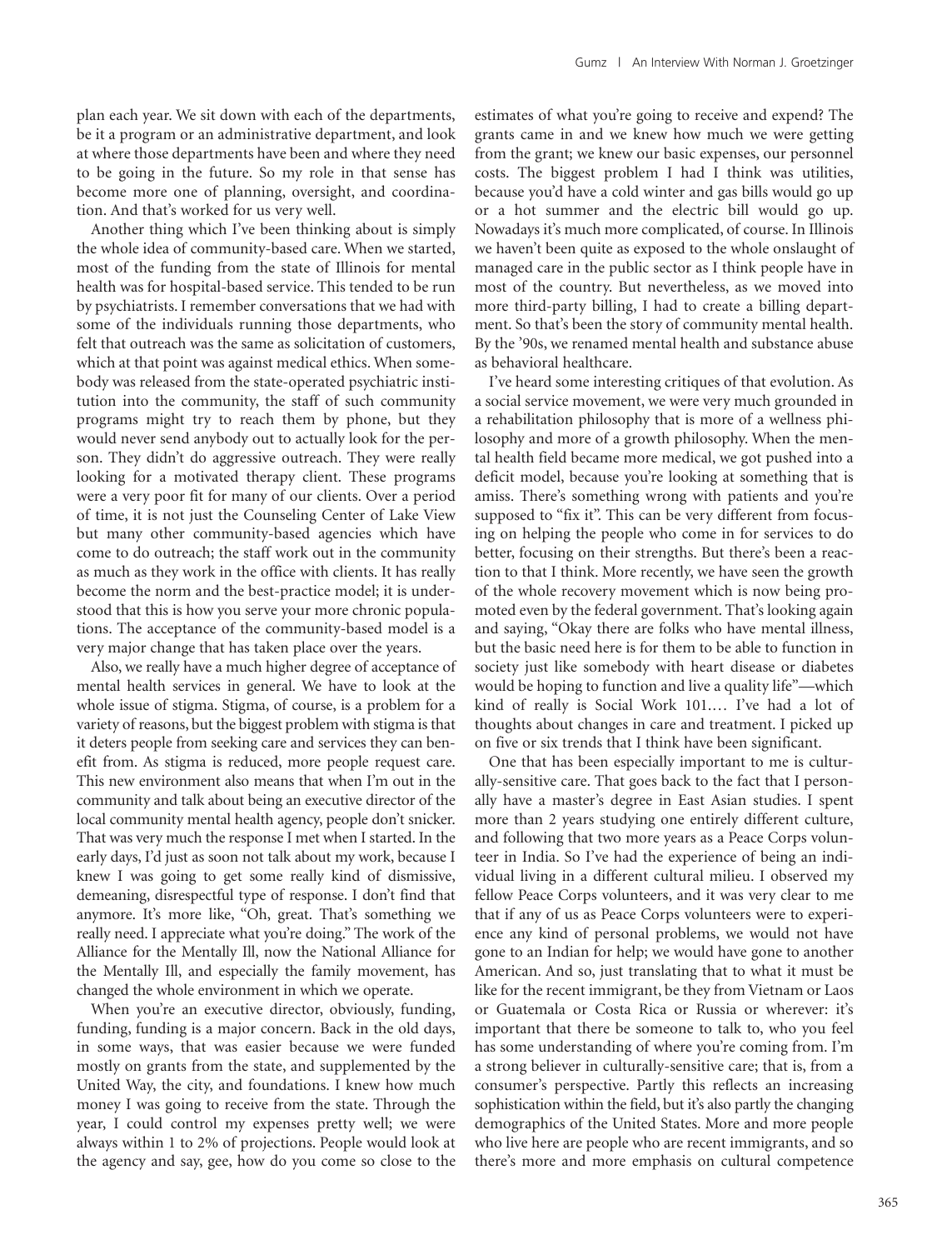plan each year. We sit down with each of the departments, be it a program or an administrative department, and look at where those departments have been and where they need to be going in the future. So my role in that sense has become more one of planning, oversight, and coordination. And that's worked for us very well.

Another thing which I've been thinking about is simply the whole idea of community-based care. When we started, most of the funding from the state of Illinois for mental health was for hospital-based service. This tended to be run by psychiatrists. I remember conversations that we had with some of the individuals running those departments, who felt that outreach was the same as solicitation of customers, which at that point was against medical ethics. When somebody was released from the state-operated psychiatric institution into the community, the staff of such community programs might try to reach them by phone, but they would never send anybody out to actually look for the person. They didn't do aggressive outreach. They were really looking for a motivated therapy client. These programs were a very poor fit for many of our clients. Over a period of time, it is not just the Counseling Center of Lake View but many other community-based agencies which have come to do outreach; the staff work out in the community as much as they work in the office with clients. It has really become the norm and the best-practice model; it is understood that this is how you serve your more chronic populations. The acceptance of the community-based model is a very major change that has taken place over the years.

Also, we really have a much higher degree of acceptance of mental health services in general. We have to look at the whole issue of stigma. Stigma, of course, is a problem for a variety of reasons, but the biggest problem with stigma is that it deters people from seeking care and services they can benefit from. As stigma is reduced, more people request care. This new environment also means that when I'm out in the community and talk about being an executive director of the local community mental health agency, people don't snicker. That was very much the response I met when I started. In the early days, I'd just as soon not talk about my work, because I knew I was going to get some really kind of dismissive, demeaning, disrespectful type of response. I don't find that anymore. It's more like, "Oh, great. That's something we really need. I appreciate what you're doing." The work of the Alliance for the Mentally Ill, now the National Alliance for the Mentally Ill, and especially the family movement, has changed the whole environment in which we operate.

When you're an executive director, obviously, funding, funding, funding is a major concern. Back in the old days, in some ways, that was easier because we were funded mostly on grants from the state, and supplemented by the United Way, the city, and foundations. I knew how much money I was going to receive from the state. Through the year, I could control my expenses pretty well; we were always within 1 to 2% of projections. People would look at the agency and say, gee, how do you come so close to the estimates of what you're going to receive and expend? The grants came in and we knew how much we were getting from the grant; we knew our basic expenses, our personnel costs. The biggest problem I had I think was utilities, because you'd have a cold winter and gas bills would go up or a hot summer and the electric bill would go up. Nowadays it's much more complicated, of course. In Illinois we haven't been quite as exposed to the whole onslaught of managed care in the public sector as I think people have in most of the country. But nevertheless, as we moved into more third-party billing, I had to create a billing department. So that's been the story of community mental health. By the '90s, we renamed mental health and substance abuse as behavioral healthcare.

I've heard some interesting critiques of that evolution. As a social service movement, we were very much grounded in a rehabilitation philosophy that is more of a wellness philosophy and more of a growth philosophy. When the mental health field became more medical, we got pushed into a deficit model, because you're looking at something that is amiss. There's something wrong with patients and you're supposed to "fix it". This can be very different from focusing on helping the people who come in for services to do better, focusing on their strengths. But there's been a reaction to that I think. More recently, we have seen the growth of the whole recovery movement which is now being promoted even by the federal government. That's looking again and saying, "Okay there are folks who have mental illness, but the basic need here is for them to be able to function in society just like somebody with heart disease or diabetes would be hoping to function and live a quality life"—which kind of really is Social Work 101.… I've had a lot of thoughts about changes in care and treatment. I picked up on five or six trends that I think have been significant.

One that has been especially important to me is culturally-sensitive care. That goes back to the fact that I personally have a master's degree in East Asian studies. I spent more than 2 years studying one entirely different culture, and following that two more years as a Peace Corps volunteer in India. So I've had the experience of being an individual living in a different cultural milieu. I observed my fellow Peace Corps volunteers, and it was very clear to me that if any of us as Peace Corps volunteers were to experience any kind of personal problems, we would not have gone to an Indian for help; we would have gone to another American. And so, just translating that to what it must be like for the recent immigrant, be they from Vietnam or Laos or Guatemala or Costa Rica or Russia or wherever: it's important that there be someone to talk to, who you feel has some understanding of where you're coming from. I'm a strong believer in culturally-sensitive care; that is, from a consumer's perspective. Partly this reflects an increasing sophistication within the field, but it's also partly the changing demographics of the United States. More and more people who live here are people who are recent immigrants, and so there's more and more emphasis on cultural competence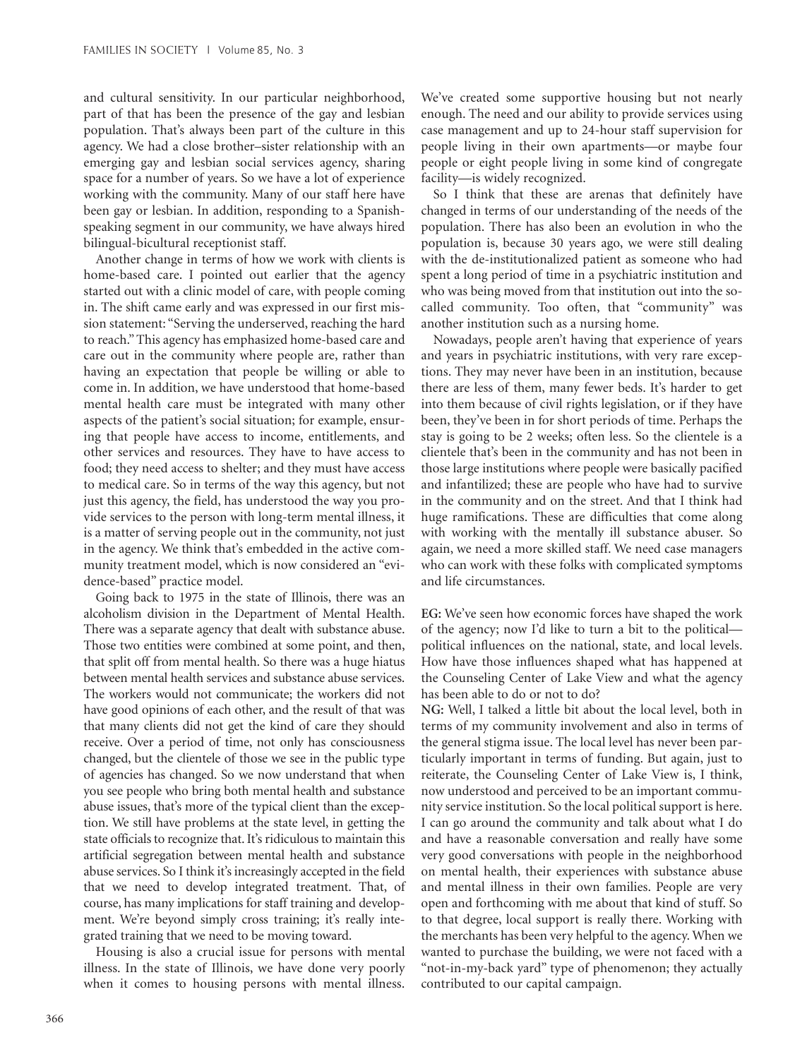and cultural sensitivity. In our particular neighborhood, part of that has been the presence of the gay and lesbian population. That's always been part of the culture in this agency. We had a close brother–sister relationship with an emerging gay and lesbian social services agency, sharing space for a number of years. So we have a lot of experience working with the community. Many of our staff here have been gay or lesbian. In addition, responding to a Spanish-speaking segment in our community, we have always hired bilingual-bicultural receptionist staff.

Another change in terms of how we work with clients is home-based care. I pointed out earlier that the agency started out with a clinic model of care, with people coming in. The shift came early and was expressed in our first mission statement: "Serving the underserved, reaching the hard to reach." This agency has emphasized home-based care and care out in the community where people are, rather than having an expectation that people be willing or able to come in. In addition, we have understood that home-based mental health care must be integrated with many other aspects of the patient's social situation; for example, ensuring that people have access to income, entitlements, and other services and resources. They have to have access to food; they need access to shelter; and they must have access to medical care. So in terms of the way this agency, but not just this agency, the field, has understood the way you provide services to the person with long-term mental illness, it is a matter of serving people out in the community, not just in the agency. We think that's embedded in the active community treatment model, which is now considered an "evidence-based" practice model.

Going back to 1975 in the state of Illinois, there was an alcoholism division in the Department of Mental Health. There was a separate agency that dealt with substance abuse. Those two entities were combined at some point, and then, that split off from mental health. So there was a huge hiatus between mental health services and substance abuse services. The workers would not communicate; the workers did not have good opinions of each other, and the result of that was that many clients did not get the kind of care they should receive. Over a period of time, not only has consciousness changed, but the clientele of those we see in the public type of agencies has changed. So we now understand that when you see people who bring both mental health and substance abuse issues, that's more of the typical client than the exception. We still have problems at the state level, in getting the state officials to recognize that. It's ridiculous to maintain this artificial segregation between mental health and substance abuse services. So I think it's increasingly accepted in the field that we need to develop integrated treatment. That, of course, has many implications for staff training and development. We're beyond simply cross training; it's really integrated training that we need to be moving toward.

Housing is also a crucial issue for persons with mental illness. In the state of Illinois, we have done very poorly when it comes to housing persons with mental illness. We've created some supportive housing but not nearly enough. The need and our ability to provide services using case management and up to 24-hour staff supervision for people living in their own apartments—or maybe four people or eight people living in some kind of congregate facility—is widely recognized.

So I think that these are arenas that definitely have changed in terms of our understanding of the needs of the population. There has also been an evolution in who the population is, because 30 years ago, we were still dealing with the de-institutionalized patient as someone who had spent a long period of time in a psychiatric institution and who was being moved from that institution out into the so-called community. Too often, that "community" was another institution such as a nursing home.

Nowadays, people aren't having that experience of years and years in psychiatric institutions, with very rare exceptions. They may never have been in an institution, because there are less of them, many fewer beds. It's harder to get into them because of civil rights legislation, or if they have been, they've been in for short periods of time. Perhaps the stay is going to be 2 weeks; often less. So the clientele is a clientele that's been in the community and has not been in those large institutions where people were basically pacified and infantilized; these are people who have had to survive in the community and on the street. And that I think had huge ramifications. These are difficulties that come along with working with the mentally ill substance abuser. So again, we need a more skilled staff. We need case managers who can work with these folks with complicated symptoms and life circumstances.

**EG:** We've seen how economic forces have shaped the work of the agency; now I'd like to turn a bit to the political—political influences on the national, state, and local levels. How have those influences shaped what has happened at the Counseling Center of Lake View and what the agency has been able to do or not to do?

**NG:** Well, I talked a little bit about the local level, both in terms of my community involvement and also in terms of the general stigma issue. The local level has never been particularly important in terms of funding. But again, just to reiterate, the Counseling Center of Lake View is, I think, now understood and perceived to be an important community service institution. So the local political support is here. I can go around the community and talk about what I do and have a reasonable conversation and really have some very good conversations with people in the neighborhood on mental health, their experiences with substance abuse and mental illness in their own families. People are very open and forthcoming with me about that kind of stuff. So to that degree, local support is really there. Working with the merchants has been very helpful to the agency. When we wanted to purchase the building, we were not faced with a "not-in-my-back yard" type of phenomenon; they actually contributed to our capital campaign.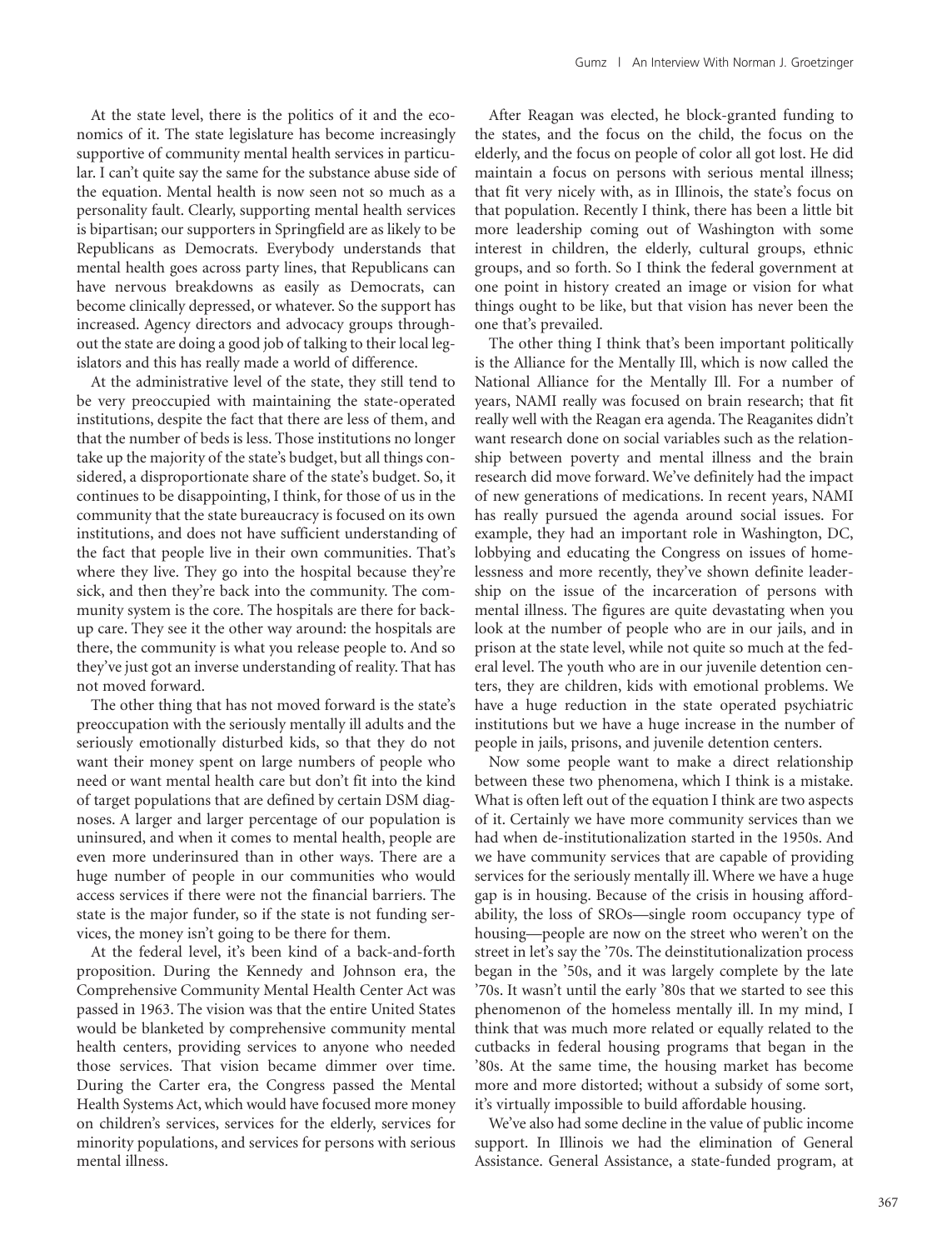At the state level, there is the politics of it and the economics of it. The state legislature has become increasingly supportive of community mental health services in particular. I can't quite say the same for the substance abuse side of the equation. Mental health is now seen not so much as a personality fault. Clearly, supporting mental health services is bipartisan; our supporters in Springfield are as likely to be Republicans as Democrats. Everybody understands that mental health goes across party lines, that Republicans can have nervous breakdowns as easily as Democrats, can become clinically depressed, or whatever. So the support has increased. Agency directors and advocacy groups throughout the state are doing a good job of talking to their local legislators and this has really made a world of difference.

At the administrative level of the state, they still tend to be very preoccupied with maintaining the state-operated institutions, despite the fact that there are less of them, and that the number of beds is less. Those institutions no longer take up the majority of the state's budget, but all things considered, a disproportionate share of the state's budget. So, it continues to be disappointing, I think, for those of us in the community that the state bureaucracy is focused on its own institutions, and does not have sufficient understanding of the fact that people live in their own communities. That's where they live. They go into the hospital because they're sick, and then they're back into the community. The community system is the core. The hospitals are there for backup care. They see it the other way around: the hospitals are there, the community is what you release people to. And so they've just got an inverse understanding of reality. That has not moved forward.

The other thing that has not moved forward is the state's preoccupation with the seriously mentally ill adults and the seriously emotionally disturbed kids, so that they do not want their money spent on large numbers of people who need or want mental health care but don't fit into the kind of target populations that are defined by certain DSM diagnoses. A larger and larger percentage of our population is uninsured, and when it comes to mental health, people are even more underinsured than in other ways. There are a huge number of people in our communities who would access services if there were not the financial barriers. The state is the major funder, so if the state is not funding services, the money isn't going to be there for them.

At the federal level, it's been kind of a back-and-forth proposition. During the Kennedy and Johnson era, the Comprehensive Community Mental Health Center Act was passed in 1963. The vision was that the entire United States would be blanketed by comprehensive community mental health centers, providing services to anyone who needed those services. That vision became dimmer over time. During the Carter era, the Congress passed the Mental Health Systems Act, which would have focused more money on children's services, services for the elderly, services for minority populations, and services for persons with serious mental illness.

After Reagan was elected, he block-granted funding to the states, and the focus on the child, the focus on the elderly, and the focus on people of color all got lost. He did maintain a focus on persons with serious mental illness; that fit very nicely with, as in Illinois, the state's focus on that population. Recently I think, there has been a little bit more leadership coming out of Washington with some interest in children, the elderly, cultural groups, ethnic groups, and so forth. So I think the federal government at one point in history created an image or vision for what things ought to be like, but that vision has never been the one that's prevailed.

The other thing I think that's been important politically is the Alliance for the Mentally Ill, which is now called the National Alliance for the Mentally Ill. For a number of years, NAMI really was focused on brain research; that fit really well with the Reagan era agenda. The Reaganites didn't want research done on social variables such as the relationship between poverty and mental illness and the brain research did move forward. We've definitely had the impact of new generations of medications. In recent years, NAMI has really pursued the agenda around social issues. For example, they had an important role in Washington, DC, lobbying and educating the Congress on issues of homelessness and more recently, they've shown definite leadership on the issue of the incarceration of persons with mental illness. The figures are quite devastating when you look at the number of people who are in our jails, and in prison at the state level, while not quite so much at the federal level. The youth who are in our juvenile detention centers, they are children, kids with emotional problems. We have a huge reduction in the state operated psychiatric institutions but we have a huge increase in the number of people in jails, prisons, and juvenile detention centers.

Now some people want to make a direct relationship between these two phenomena, which I think is a mistake. What is often left out of the equation I think are two aspects of it. Certainly we have more community services than we had when de-institutionalization started in the 1950s. And we have community services that are capable of providing services for the seriously mentally ill. Where we have a huge gap is in housing. Because of the crisis in housing affordability, the loss of SROs—single room occupancy type of housing—people are now on the street who weren't on the street in let's say the '70s. The deinstitutionalization process began in the '50s, and it was largely complete by the late '70s. It wasn't until the early '80s that we started to see this phenomenon of the homeless mentally ill. In my mind, I think that was much more related or equally related to the cutbacks in federal housing programs that began in the '80s. At the same time, the housing market has become more and more distorted; without a subsidy of some sort, it's virtually impossible to build affordable housing.

We've also had some decline in the value of public income support. In Illinois we had the elimination of General Assistance. General Assistance, a state-funded program, at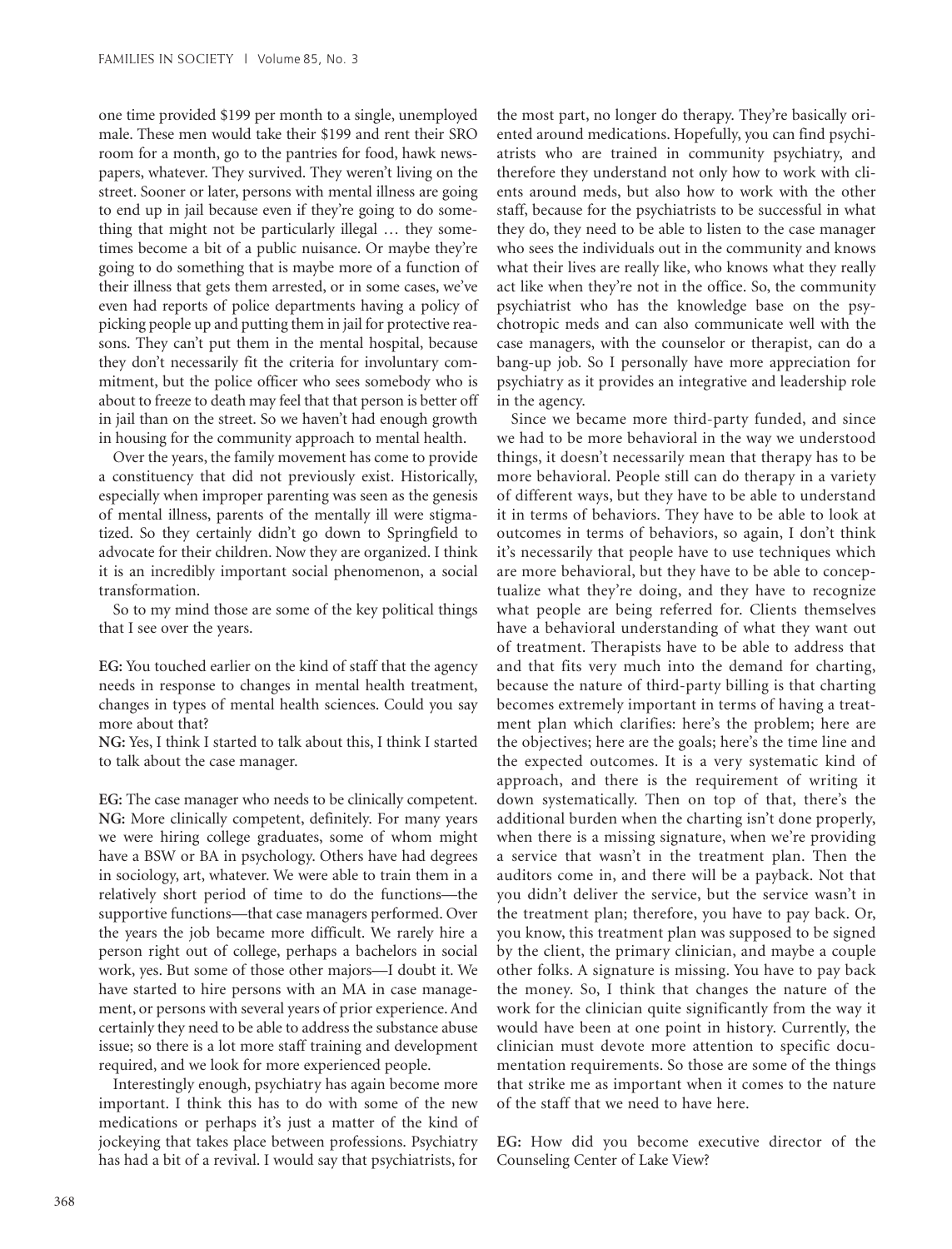one time provided $199 per month to a single, unemployed male. These men would take their $199 and rent their SRO room for a month, go to the pantries for food, hawk newspapers, whatever. They survived. They weren't living on the street. Sooner or later, persons with mental illness are going to end up in jail because even if they're going to do something that might not be particularly illegal … they sometimes become a bit of a public nuisance. Or maybe they're going to do something that is maybe more of a function of their illness that gets them arrested, or in some cases, we've even had reports of police departments having a policy of picking people up and putting them in jail for protective reasons. They can't put them in the mental hospital, because they don't necessarily fit the criteria for involuntary commitment, but the police officer who sees somebody who is about to freeze to death may feel that that person is better off in jail than on the street. So we haven't had enough growth in housing for the community approach to mental health.

Over the years, the family movement has come to provide a constituency that did not previously exist. Historically, especially when improper parenting was seen as the genesis of mental illness, parents of the mentally ill were stigmatized. So they certainly didn't go down to Springfield to advocate for their children. Now they are organized. I think it is an incredibly important social phenomenon, a social transformation.

So to my mind those are some of the key political things that I see over the years.

**EG:** You touched earlier on the kind of staff that the agency needs in response to changes in mental health treatment, changes in types of mental health sciences. Could you say more about that?

**NG:** Yes, I think I started to talk about this, I think I started to talk about the case manager.

**EG:** The case manager who needs to be clinically competent.

**NG:** More clinically competent, definitely. For many years we were hiring college graduates, some of whom might have a BSW or BA in psychology. Others have had degrees in sociology, art, whatever. We were able to train them in a relatively short period of time to do the functions—the supportive functions—that case managers performed. Over the years the job became more difficult. We rarely hire a person right out of college, perhaps a bachelors in social work, yes. But some of those other majors—I doubt it. We have started to hire persons with an MA in case management, or persons with several years of prior experience. And certainly they need to be able to address the substance abuse issue; so there is a lot more staff training and development required, and we look for more experienced people.

Interestingly enough, psychiatry has again become more important. I think this has to do with some of the new medications or perhaps it's just a matter of the kind of jockeying that takes place between professions. Psychiatry has had a bit of a revival. I would say that psychiatrists, for the most part, no longer do therapy. They're basically oriented around medications. Hopefully, you can find psychiatrists who are trained in community psychiatry, and therefore they understand not only how to work with clients around meds, but also how to work with the other staff, because for the psychiatrists to be successful in what they do, they need to be able to listen to the case manager who sees the individuals out in the community and knows what their lives are really like, who knows what they really act like when they're not in the office. So, the community psychiatrist who has the knowledge base on the psychotropic meds and can also communicate well with the case managers, with the counselor or therapist, can do a bang-up job. So I personally have more appreciation for psychiatry as it provides an integrative and leadership role in the agency.

Since we became more third-party funded, and since we had to be more behavioral in the way we understood things, it doesn't necessarily mean that therapy has to be more behavioral. People still can do therapy in a variety of different ways, but they have to be able to understand it in terms of behaviors. They have to be able to look at outcomes in terms of behaviors, so again, I don't think it's necessarily that people have to use techniques which are more behavioral, but they have to be able to conceptualize what they're doing, and they have to recognize what people are being referred for. Clients themselves have a behavioral understanding of what they want out of treatment. Therapists have to be able to address that and that fits very much into the demand for charting, because the nature of third-party billing is that charting becomes extremely important in terms of having a treatment plan which clarifies: here's the problem; here are the objectives; here are the goals; here's the time line and the expected outcomes. It is a very systematic kind of approach, and there is the requirement of writing it down systematically. Then on top of that, there's the additional burden when the charting isn't done properly, when there is a missing signature, when we're providing a service that wasn't in the treatment plan. Then the auditors come in, and there will be a payback. Not that you didn't deliver the service, but the service wasn't in the treatment plan; therefore, you have to pay back. Or, you know, this treatment plan was supposed to be signed by the client, the primary clinician, and maybe a couple other folks. A signature is missing. You have to pay back the money. So, I think that changes the nature of the work for the clinician quite significantly from the way it would have been at one point in history. Currently, the clinician must devote more attention to specific documentation requirements. So those are some of the things that strike me as important when it comes to the nature of the staff that we need to have here.

**EG:** How did you become executive director of the Counseling Center of Lake View?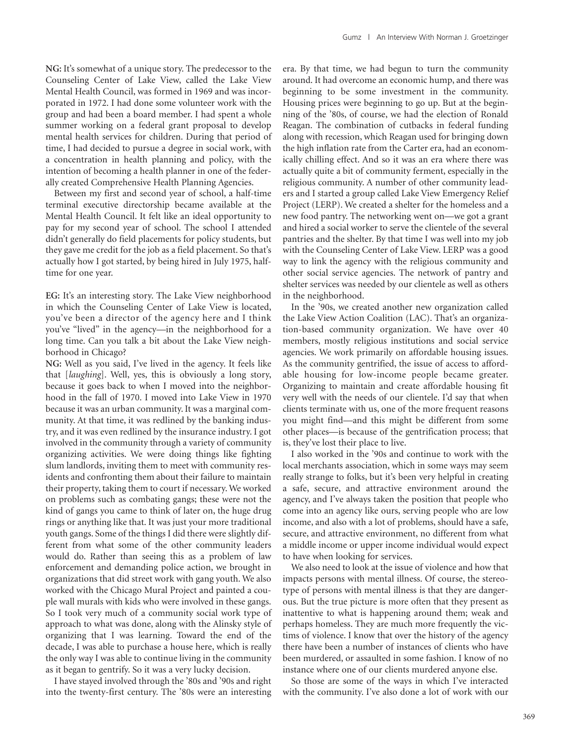**NG:** It's somewhat of a unique story. The predecessor to the Counseling Center of Lake View, called the Lake View Mental Health Council, was formed in 1969 and was incorporated in 1972. I had done some volunteer work with the group and had been a board member. I had spent a whole summer working on a federal grant proposal to develop mental health services for children. During that period of time, I had decided to pursue a degree in social work, with a concentration in health planning and policy, with the intention of becoming a health planner in one of the federally created Comprehensive Health Planning Agencies.

Between my first and second year of school, a half-time terminal executive directorship became available at the Mental Health Council. It felt like an ideal opportunity to pay for my second year of school. The school I attended didn't generally do field placements for policy students, but they gave me credit for the job as a field placement. So that's actually how I got started, by being hired in July 1975, half-time for one year.

**EG:** It's an interesting story. The Lake View neighborhood in which the Counseling Center of Lake View is located, you've been a director of the agency here and I think you've "lived" in the agency—in the neighborhood for a long time. Can you talk a bit about the Lake View neighborhood in Chicago?

**NG:** Well as you said, I've lived in the agency. It feels like that [*laughing*]. Well, yes, this is obviously a long story, because it goes back to when I moved into the neighborhood in the fall of 1970. I moved into Lake View in 1970 because it was an urban community. It was a marginal community. At that time, it was redlined by the banking industry, and it was even redlined by the insurance industry. I got involved in the community through a variety of community organizing activities. We were doing things like fighting slum landlords, inviting them to meet with community residents and confronting them about their failure to maintain their property, taking them to court if necessary. We worked on problems such as combating gangs; these were not the kind of gangs you came to think of later on, the huge drug rings or anything like that. It was just your more traditional youth gangs. Some of the things I did there were slightly different from what some of the other community leaders would do. Rather than seeing this as a problem of law enforcement and demanding police action, we brought in organizations that did street work with gang youth. We also worked with the Chicago Mural Project and painted a couple wall murals with kids who were involved in these gangs. So I took very much of a community social work type of approach to what was done, along with the Alinsky style of organizing that I was learning. Toward the end of the decade, I was able to purchase a house here, which is really the only way I was able to continue living in the community as it began to gentrify. So it was a very lucky decision.

I have stayed involved through the '80s and '90s and right into the twenty-first century. The '80s were an interesting era. By that time, we had begun to turn the community around. It had overcome an economic hump, and there was beginning to be some investment in the community. Housing prices were beginning to go up. But at the beginning of the '80s, of course, we had the election of Ronald Reagan. The combination of cutbacks in federal funding along with recession, which Reagan used for bringing down the high inflation rate from the Carter era, had an economically chilling effect. And so it was an era where there was actually quite a bit of community ferment, especially in the religious community. A number of other community leaders and I started a group called Lake View Emergency Relief Project (LERP). We created a shelter for the homeless and a new food pantry. The networking went on—we got a grant and hired a social worker to serve the clientele of the several pantries and the shelter. By that time I was well into my job with the Counseling Center of Lake View. LERP was a good way to link the agency with the religious community and other social service agencies. The network of pantry and shelter services was needed by our clientele as well as others in the neighborhood.

In the '90s, we created another new organization called the Lake View Action Coalition (LAC). That's an organization-based community organization. We have over 40 members, mostly religious institutions and social service agencies. We work primarily on affordable housing issues. As the community gentrified, the issue of access to affordable housing for low-income people became greater. Organizing to maintain and create affordable housing fit very well with the needs of our clientele. I'd say that when clients terminate with us, one of the more frequent reasons you might find—and this might be different from some other places—is because of the gentrification process; that is, they've lost their place to live.

I also worked in the '90s and continue to work with the local merchants association, which in some ways may seem really strange to folks, but it's been very helpful in creating a safe, secure, and attractive environment around the agency, and I've always taken the position that people who come into an agency like ours, serving people who are low income, and also with a lot of problems, should have a safe, secure, and attractive environment, no different from what a middle income or upper income individual would expect to have when looking for services.

We also need to look at the issue of violence and how that impacts persons with mental illness. Of course, the stereotype of persons with mental illness is that they are dangerous. But the true picture is more often that they present as inattentive to what is happening around them; weak and perhaps homeless. They are much more frequently the victims of violence. I know that over the history of the agency there have been a number of instances of clients who have been murdered, or assaulted in some fashion. I know of no instance where one of our clients murdered anyone else.

So those are some of the ways in which I've interacted with the community. I've also done a lot of work with our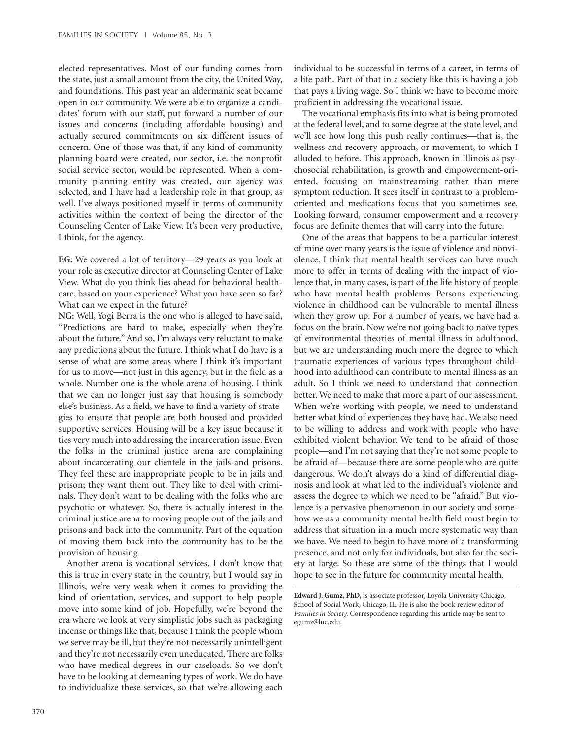elected representatives. Most of our funding comes from the state, just a small amount from the city, the United Way, and foundations. This past year an aldermanic seat became open in our community. We were able to organize a candidates' forum with our staff, put forward a number of our issues and concerns (including affordable housing) and actually secured commitments on six different issues of concern. One of those was that, if any kind of community planning board were created, our sector, i.e. the nonprofit social service sector, would be represented. When a community planning entity was created, our agency was selected, and I have had a leadership role in that group, as well. I've always positioned myself in terms of community activities within the context of being the director of the Counseling Center of Lake View. It's been very productive, I think, for the agency.

**EG:** We covered a lot of territory—29 years as you look at your role as executive director at Counseling Center of Lake View. What do you think lies ahead for behavioral healthcare, based on your experience? What you have seen so far? What can we expect in the future?

**NG:** Well, Yogi Berra is the one who is alleged to have said, "Predictions are hard to make, especially when they're about the future." And so, I'm always very reluctant to make any predictions about the future. I think what I do have is a sense of what are some areas where I think it's important for us to move—not just in this agency, but in the field as a whole. Number one is the whole arena of housing. I think that we can no longer just say that housing is somebody else's business. As a field, we have to find a variety of strategies to ensure that people are both housed and provided supportive services. Housing will be a key issue because it ties very much into addressing the incarceration issue. Even the folks in the criminal justice arena are complaining about incarcerating our clientele in the jails and prisons. They feel these are inappropriate people to be in jails and prison; they want them out. They like to deal with criminals. They don't want to be dealing with the folks who are psychotic or whatever. So, there is actually interest in the criminal justice arena to moving people out of the jails and prisons and back into the community. Part of the equation of moving them back into the community has to be the provision of housing.

Another arena is vocational services. I don't know that this is true in every state in the country, but I would say in Illinois, we're very weak when it comes to providing the kind of orientation, services, and support to help people move into some kind of job. Hopefully, we're beyond the era where we look at very simplistic jobs such as packaging incense or things like that, because I think the people whom we serve may be ill, but they're not necessarily unintelligent and they're not necessarily even uneducated. There are folks who have medical degrees in our caseloads. So we don't have to be looking at demeaning types of work. We do have to individualize these services, so that we're allowing each individual to be successful in terms of a career, in terms of a life path. Part of that in a society like this is having a job that pays a living wage. So I think we have to become more proficient in addressing the vocational issue.

The vocational emphasis fits into what is being promoted at the federal level, and to some degree at the state level, and we'll see how long this push really continues—that is, the wellness and recovery approach, or movement, to which I alluded to before. This approach, known in Illinois as psychosocial rehabilitation, is growth and empowerment-oriented, focusing on mainstreaming rather than mere symptom reduction. It sees itself in contrast to a problem-oriented and medications focus that you sometimes see. Looking forward, consumer empowerment and a recovery focus are definite themes that will carry into the future.

One of the areas that happens to be a particular interest of mine over many years is the issue of violence and nonviolence. I think that mental health services can have much more to offer in terms of dealing with the impact of violence that, in many cases, is part of the life history of people who have mental health problems. Persons experiencing violence in childhood can be vulnerable to mental illness when they grow up. For a number of years, we have had a focus on the brain. Now we're not going back to naïve types of environmental theories of mental illness in adulthood, but we are understanding much more the degree to which traumatic experiences of various types throughout childhood into adulthood can contribute to mental illness as an adult. So I think we need to understand that connection better. We need to make that more a part of our assessment. When we're working with people, we need to understand better what kind of experiences they have had. We also need to be willing to address and work with people who have exhibited violent behavior. We tend to be afraid of those people—and I'm not saying that they're not some people to be afraid of—because there are some people who are quite dangerous. We don't always do a kind of differential diagnosis and look at what led to the individual's violence and assess the degree to which we need to be "afraid." But violence is a pervasive phenomenon in our society and somehow we as a community mental health field must begin to address that situation in a much more systematic way than we have. We need to begin to have more of a transforming presence, and not only for individuals, but also for the society at large. So these are some of the things that I would hope to see in the future for community mental health.

---

**Edward J. Gumz, PhD,** is associate professor, Loyola University Chicago, School of Social Work, Chicago, IL. He is also the book review editor of *Families in Society.* Correspondence regarding this article may be sent to egumz@luc.edu.